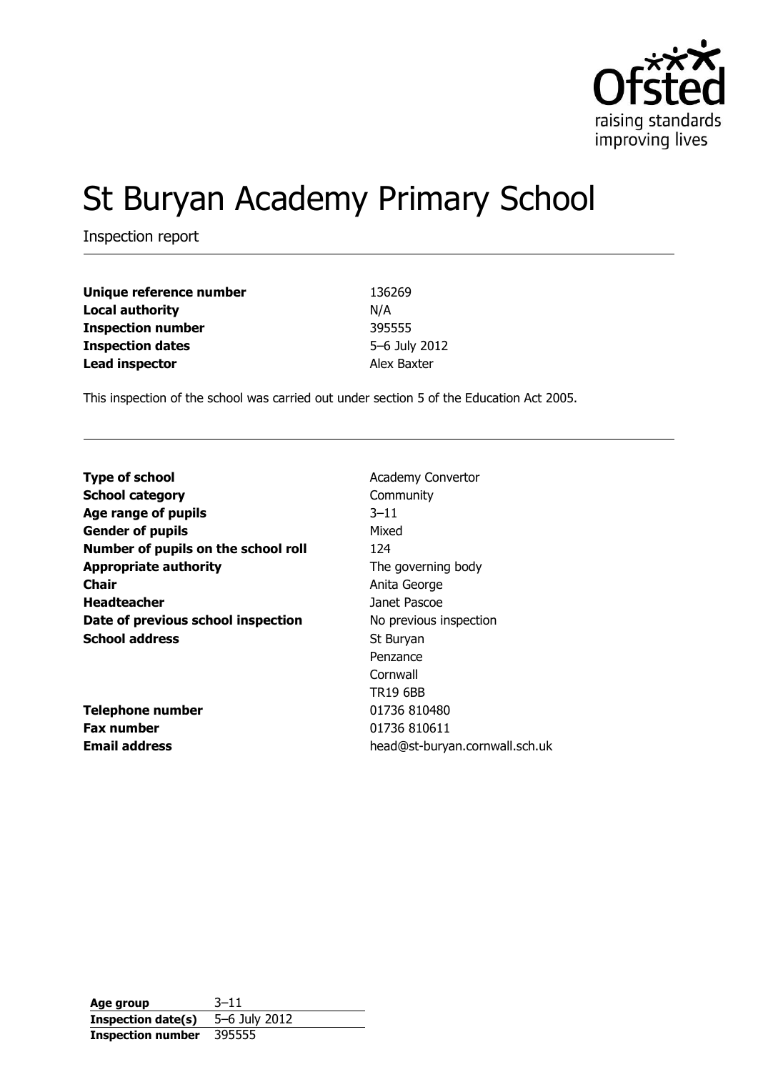Ofsted
raising standards
improving lives

# St Buryan Academy Primary School

Inspection report

| | |
|---|---|
| **Unique reference number** | 136269 |
| **Local authority** | N/A |
| **Inspection number** | 395555 |
| **Inspection dates** | 5–6 July 2012 |
| **Lead inspector** | Alex Baxter |

This inspection of the school was carried out under section 5 of the Education Act 2005.

| | |
|---|---|
| **Type of school** | Academy Convertor |
| **School category** | Community |
| **Age range of pupils** | 3–11 |
| **Gender of pupils** | Mixed |
| **Number of pupils on the school roll** | 124 |
| **Appropriate authority** | The governing body |
| **Chair** | Anita George |
| **Headteacher** | Janet Pascoe |
| **Date of previous school inspection** | No previous inspection |
| **School address** | St Buryan<br>Penzance<br>Cornwall<br>TR19 6BB |
| **Telephone number** | 01736 810480 |
| **Fax number** | 01736 810611 |
| **Email address** | head@st-buryan.cornwall.sch.uk |

| | |
|---|---|
| **Age group** | 3–11 |
| **Inspection date(s)** | 5–6 July 2012 |
| **Inspection number** | 395555 |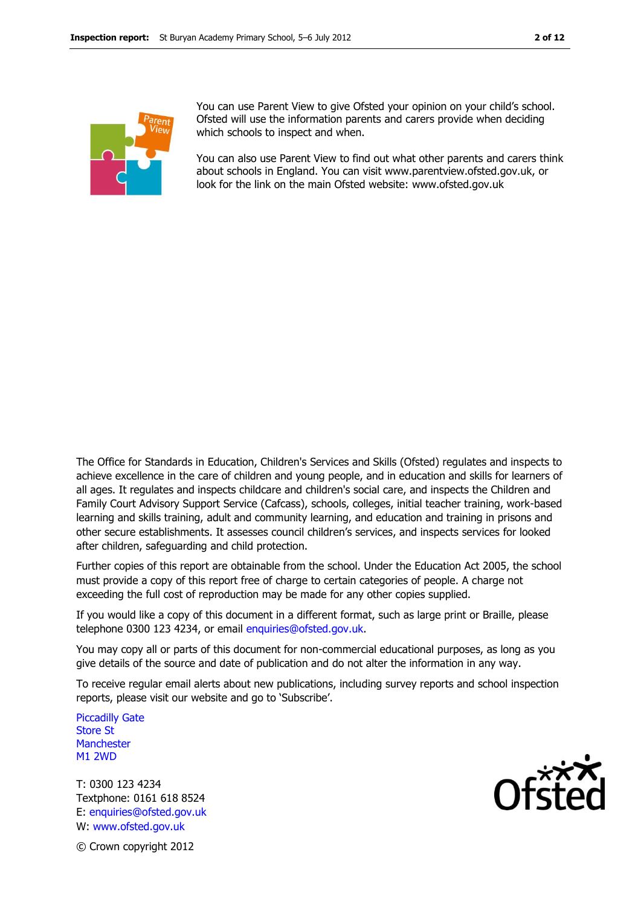You can use Parent View to give Ofsted your opinion on your child's school. Ofsted will use the information parents and carers provide when deciding which schools to inspect and when.

You can also use Parent View to find out what other parents and carers think about schools in England. You can visit www.parentview.ofsted.gov.uk, or look for the link on the main Ofsted website: www.ofsted.gov.uk

The Office for Standards in Education, Children's Services and Skills (Ofsted) regulates and inspects to achieve excellence in the care of children and young people, and in education and skills for learners of all ages. It regulates and inspects childcare and children's social care, and inspects the Children and Family Court Advisory Support Service (Cafcass), schools, colleges, initial teacher training, work-based learning and skills training, adult and community learning, and education and training in prisons and other secure establishments. It assesses council children's services, and inspects services for looked after children, safeguarding and child protection.

Further copies of this report are obtainable from the school. Under the Education Act 2005, the school must provide a copy of this report free of charge to certain categories of people. A charge not exceeding the full cost of reproduction may be made for any other copies supplied.

If you would like a copy of this document in a different format, such as large print or Braille, please telephone 0300 123 4234, or email enquiries@ofsted.gov.uk.

You may copy all or parts of this document for non-commercial educational purposes, as long as you give details of the source and date of publication and do not alter the information in any way.

To receive regular email alerts about new publications, including survey reports and school inspection reports, please visit our website and go to 'Subscribe'.

Piccadilly Gate
Store St
Manchester
M1 2WD

T: 0300 123 4234
Textphone: 0161 618 8524
E: enquiries@ofsted.gov.uk
W: www.ofsted.gov.uk

© Crown copyright 2012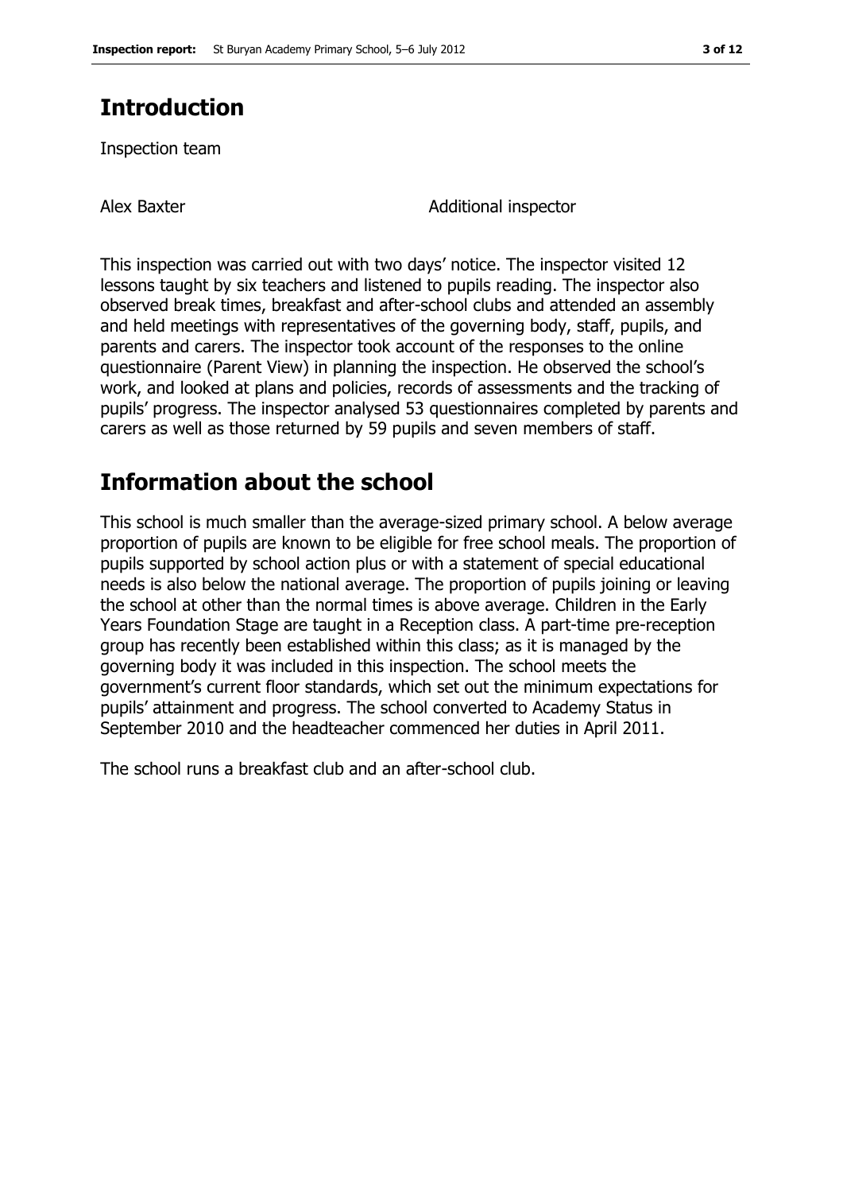# Introduction

Inspection team

| | |
|---|---|
| Alex Baxter | Additional inspector |

This inspection was carried out with two days' notice. The inspector visited 12 lessons taught by six teachers and listened to pupils reading. The inspector also observed break times, breakfast and after-school clubs and attended an assembly and held meetings with representatives of the governing body, staff, pupils, and parents and carers. The inspector took account of the responses to the online questionnaire (Parent View) in planning the inspection. He observed the school's work, and looked at plans and policies, records of assessments and the tracking of pupils' progress. The inspector analysed 53 questionnaires completed by parents and carers as well as those returned by 59 pupils and seven members of staff.

# Information about the school

This school is much smaller than the average-sized primary school. A below average proportion of pupils are known to be eligible for free school meals. The proportion of pupils supported by school action plus or with a statement of special educational needs is also below the national average. The proportion of pupils joining or leaving the school at other than the normal times is above average. Children in the Early Years Foundation Stage are taught in a Reception class. A part-time pre-reception group has recently been established within this class; as it is managed by the governing body it was included in this inspection. The school meets the government's current floor standards, which set out the minimum expectations for pupils' attainment and progress. The school converted to Academy Status in September 2010 and the headteacher commenced her duties in April 2011.

The school runs a breakfast club and an after-school club.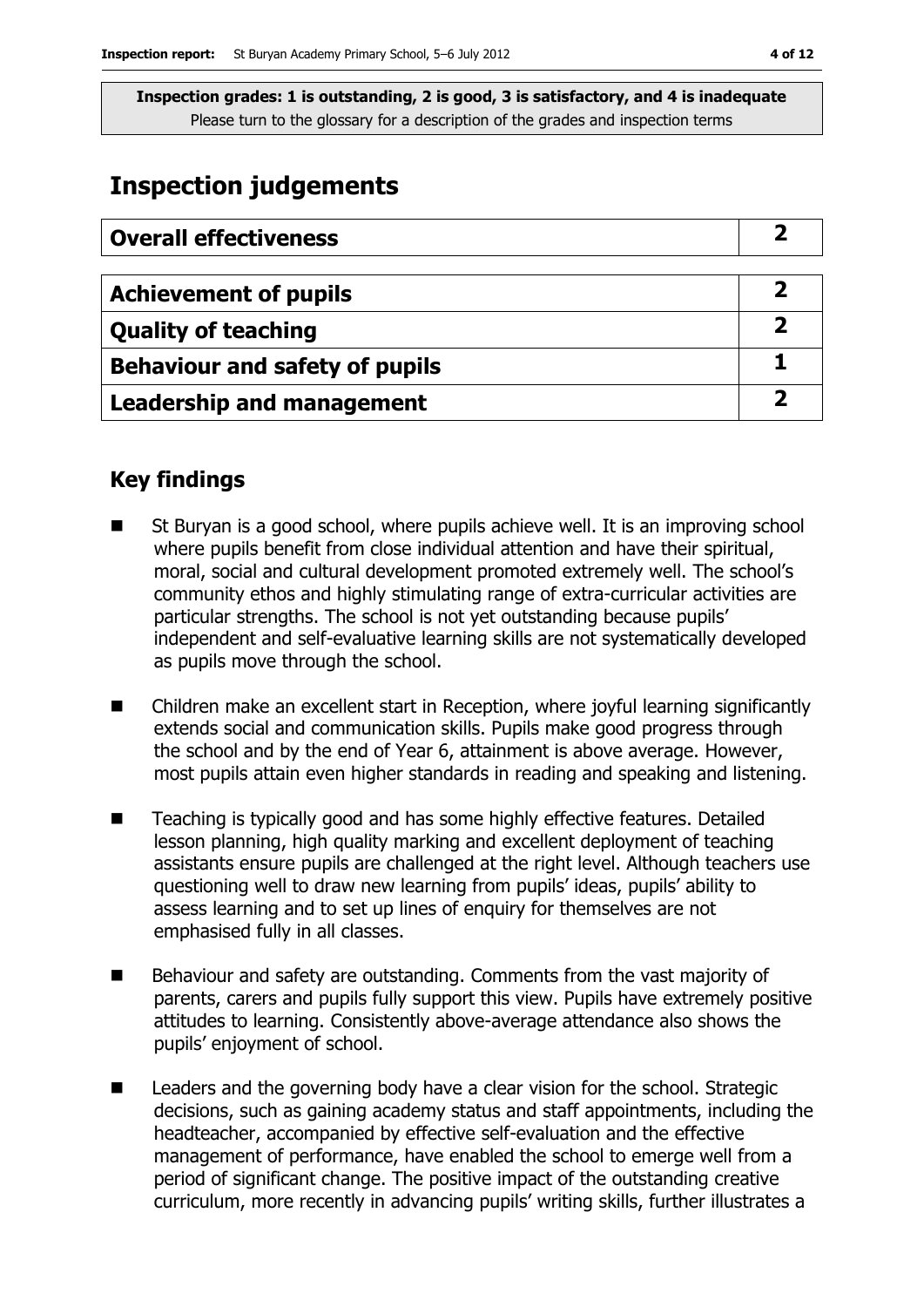**Inspection grades: 1 is outstanding, 2 is good, 3 is satisfactory, and 4 is inadequate**
Please turn to the glossary for a description of the grades and inspection terms

# Inspection judgements

| Overall effectiveness | 2 |
| --- | --- |

| Achievement of pupils | 2 |
| --- | --- |
| Quality of teaching | 2 |
| Behaviour and safety of pupils | 1 |
| Leadership and management | 2 |

## Key findings

- St Buryan is a good school, where pupils achieve well. It is an improving school where pupils benefit from close individual attention and have their spiritual, moral, social and cultural development promoted extremely well. The school's community ethos and highly stimulating range of extra-curricular activities are particular strengths. The school is not yet outstanding because pupils' independent and self-evaluative learning skills are not systematically developed as pupils move through the school.
- Children make an excellent start in Reception, where joyful learning significantly extends social and communication skills. Pupils make good progress through the school and by the end of Year 6, attainment is above average. However, most pupils attain even higher standards in reading and speaking and listening.
- Teaching is typically good and has some highly effective features. Detailed lesson planning, high quality marking and excellent deployment of teaching assistants ensure pupils are challenged at the right level. Although teachers use questioning well to draw new learning from pupils' ideas, pupils' ability to assess learning and to set up lines of enquiry for themselves are not emphasised fully in all classes.
- Behaviour and safety are outstanding. Comments from the vast majority of parents, carers and pupils fully support this view. Pupils have extremely positive attitudes to learning. Consistently above-average attendance also shows the pupils' enjoyment of school.
- Leaders and the governing body have a clear vision for the school. Strategic decisions, such as gaining academy status and staff appointments, including the headteacher, accompanied by effective self-evaluation and the effective management of performance, have enabled the school to emerge well from a period of significant change. The positive impact of the outstanding creative curriculum, more recently in advancing pupils' writing skills, further illustrates a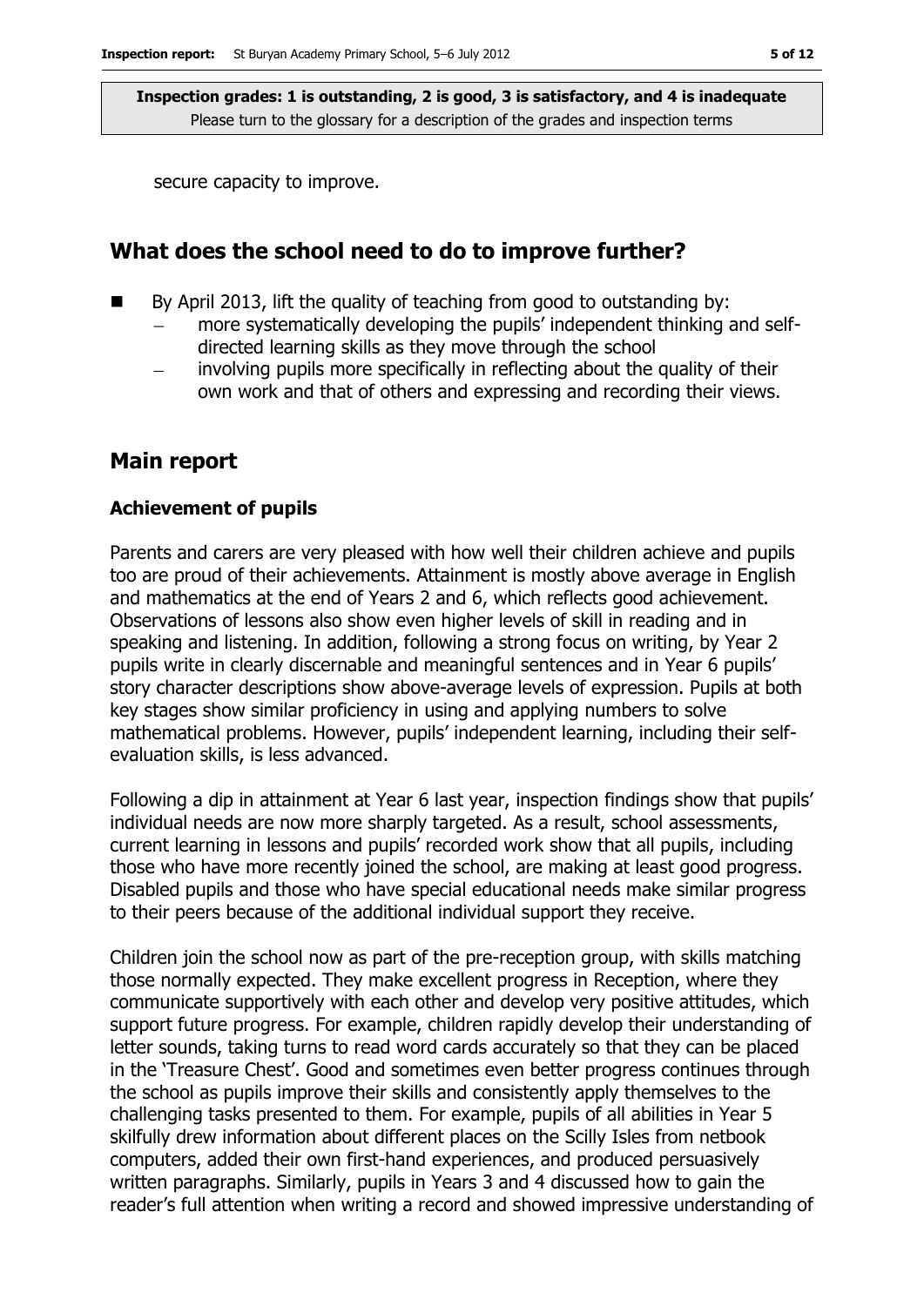secure capacity to improve.

## What does the school need to do to improve further?

- By April 2013, lift the quality of teaching from good to outstanding by:
  - more systematically developing the pupils' independent thinking and self-directed learning skills as they move through the school
  - involving pupils more specifically in reflecting about the quality of their own work and that of others and expressing and recording their views.

## Main report

### Achievement of pupils

Parents and carers are very pleased with how well their children achieve and pupils too are proud of their achievements. Attainment is mostly above average in English and mathematics at the end of Years 2 and 6, which reflects good achievement. Observations of lessons also show even higher levels of skill in reading and in speaking and listening. In addition, following a strong focus on writing, by Year 2 pupils write in clearly discernable and meaningful sentences and in Year 6 pupils' story character descriptions show above-average levels of expression. Pupils at both key stages show similar proficiency in using and applying numbers to solve mathematical problems. However, pupils' independent learning, including their self-evaluation skills, is less advanced.

Following a dip in attainment at Year 6 last year, inspection findings show that pupils' individual needs are now more sharply targeted. As a result, school assessments, current learning in lessons and pupils' recorded work show that all pupils, including those who have more recently joined the school, are making at least good progress. Disabled pupils and those who have special educational needs make similar progress to their peers because of the additional individual support they receive.

Children join the school now as part of the pre-reception group, with skills matching those normally expected. They make excellent progress in Reception, where they communicate supportively with each other and develop very positive attitudes, which support future progress. For example, children rapidly develop their understanding of letter sounds, taking turns to read word cards accurately so that they can be placed in the 'Treasure Chest'. Good and sometimes even better progress continues through the school as pupils improve their skills and consistently apply themselves to the challenging tasks presented to them. For example, pupils of all abilities in Year 5 skilfully drew information about different places on the Scilly Isles from netbook computers, added their own first-hand experiences, and produced persuasively written paragraphs. Similarly, pupils in Years 3 and 4 discussed how to gain the reader's full attention when writing a record and showed impressive understanding of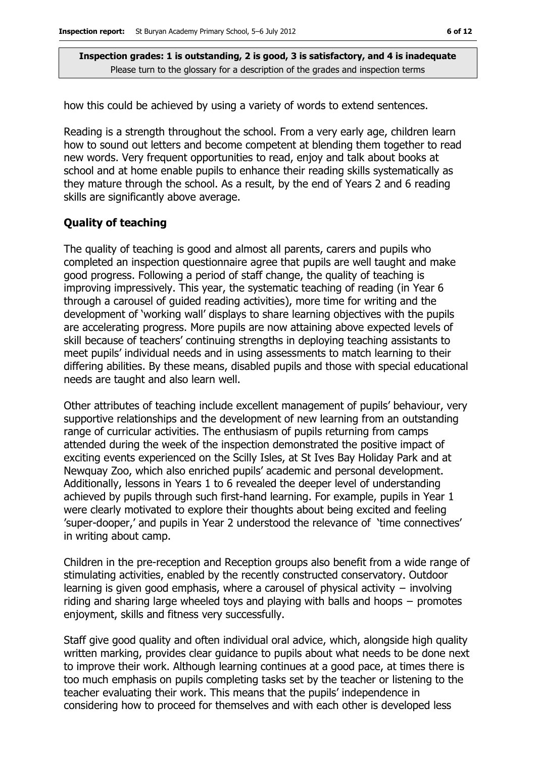how this could be achieved by using a variety of words to extend sentences.

Reading is a strength throughout the school. From a very early age, children learn how to sound out letters and become competent at blending them together to read new words. Very frequent opportunities to read, enjoy and talk about books at school and at home enable pupils to enhance their reading skills systematically as they mature through the school. As a result, by the end of Years 2 and 6 reading skills are significantly above average.

### Quality of teaching

The quality of teaching is good and almost all parents, carers and pupils who completed an inspection questionnaire agree that pupils are well taught and make good progress. Following a period of staff change, the quality of teaching is improving impressively. This year, the systematic teaching of reading (in Year 6 through a carousel of guided reading activities), more time for writing and the development of 'working wall' displays to share learning objectives with the pupils are accelerating progress. More pupils are now attaining above expected levels of skill because of teachers' continuing strengths in deploying teaching assistants to meet pupils' individual needs and in using assessments to match learning to their differing abilities. By these means, disabled pupils and those with special educational needs are taught and also learn well.

Other attributes of teaching include excellent management of pupils' behaviour, very supportive relationships and the development of new learning from an outstanding range of curricular activities. The enthusiasm of pupils returning from camps attended during the week of the inspection demonstrated the positive impact of exciting events experienced on the Scilly Isles, at St Ives Bay Holiday Park and at Newquay Zoo, which also enriched pupils' academic and personal development. Additionally, lessons in Years 1 to 6 revealed the deeper level of understanding achieved by pupils through such first-hand learning. For example, pupils in Year 1 were clearly motivated to explore their thoughts about being excited and feeling 'super-dooper,' and pupils in Year 2 understood the relevance of 'time connectives' in writing about camp.

Children in the pre-reception and Reception groups also benefit from a wide range of stimulating activities, enabled by the recently constructed conservatory. Outdoor learning is given good emphasis, where a carousel of physical activity – involving riding and sharing large wheeled toys and playing with balls and hoops – promotes enjoyment, skills and fitness very successfully.

Staff give good quality and often individual oral advice, which, alongside high quality written marking, provides clear guidance to pupils about what needs to be done next to improve their work. Although learning continues at a good pace, at times there is too much emphasis on pupils completing tasks set by the teacher or listening to the teacher evaluating their work. This means that the pupils' independence in considering how to proceed for themselves and with each other is developed less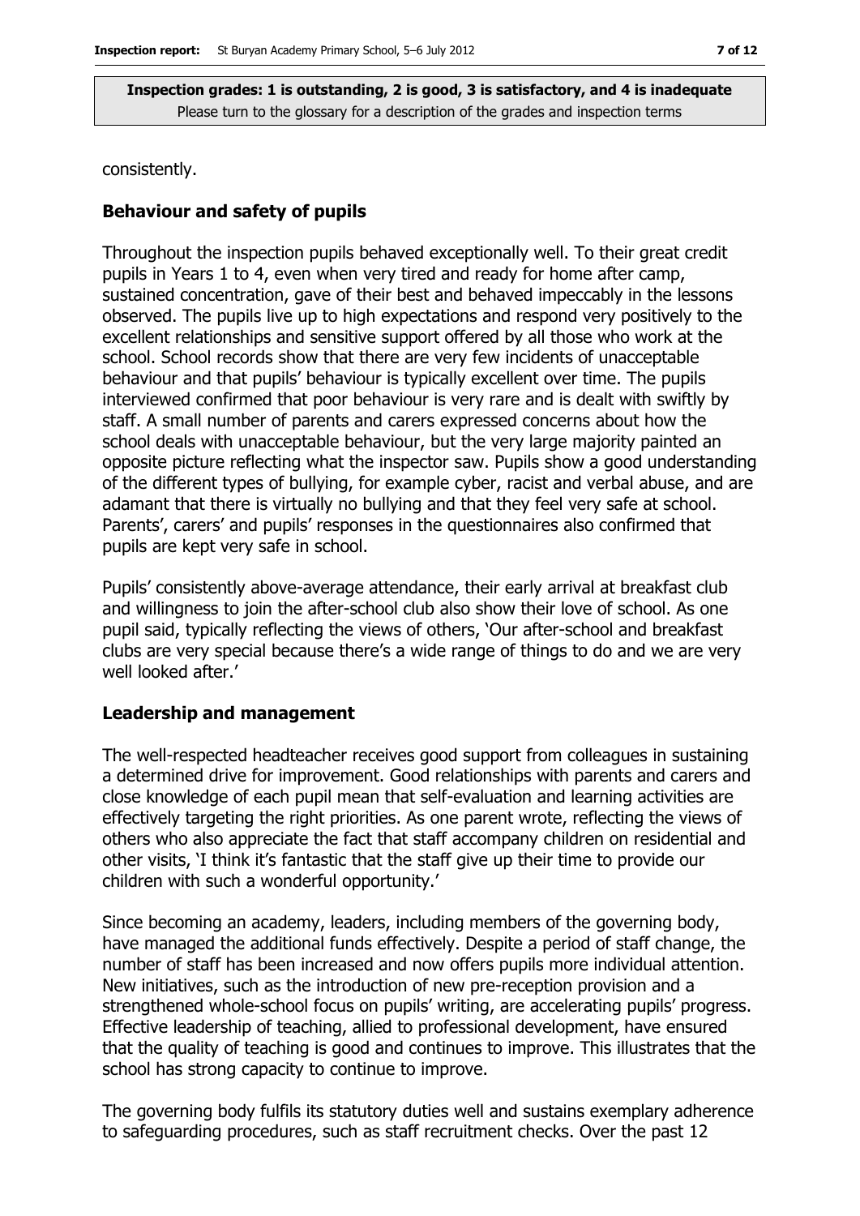consistently.

### Behaviour and safety of pupils

Throughout the inspection pupils behaved exceptionally well. To their great credit pupils in Years 1 to 4, even when very tired and ready for home after camp, sustained concentration, gave of their best and behaved impeccably in the lessons observed. The pupils live up to high expectations and respond very positively to the excellent relationships and sensitive support offered by all those who work at the school. School records show that there are very few incidents of unacceptable behaviour and that pupils' behaviour is typically excellent over time. The pupils interviewed confirmed that poor behaviour is very rare and is dealt with swiftly by staff. A small number of parents and carers expressed concerns about how the school deals with unacceptable behaviour, but the very large majority painted an opposite picture reflecting what the inspector saw. Pupils show a good understanding of the different types of bullying, for example cyber, racist and verbal abuse, and are adamant that there is virtually no bullying and that they feel very safe at school. Parents', carers' and pupils' responses in the questionnaires also confirmed that pupils are kept very safe in school.

Pupils' consistently above-average attendance, their early arrival at breakfast club and willingness to join the after-school club also show their love of school. As one pupil said, typically reflecting the views of others, 'Our after-school and breakfast clubs are very special because there's a wide range of things to do and we are very well looked after.'

### Leadership and management

The well-respected headteacher receives good support from colleagues in sustaining a determined drive for improvement. Good relationships with parents and carers and close knowledge of each pupil mean that self-evaluation and learning activities are effectively targeting the right priorities. As one parent wrote, reflecting the views of others who also appreciate the fact that staff accompany children on residential and other visits, 'I think it's fantastic that the staff give up their time to provide our children with such a wonderful opportunity.'

Since becoming an academy, leaders, including members of the governing body, have managed the additional funds effectively. Despite a period of staff change, the number of staff has been increased and now offers pupils more individual attention. New initiatives, such as the introduction of new pre-reception provision and a strengthened whole-school focus on pupils' writing, are accelerating pupils' progress. Effective leadership of teaching, allied to professional development, have ensured that the quality of teaching is good and continues to improve. This illustrates that the school has strong capacity to continue to improve.

The governing body fulfils its statutory duties well and sustains exemplary adherence to safeguarding procedures, such as staff recruitment checks. Over the past 12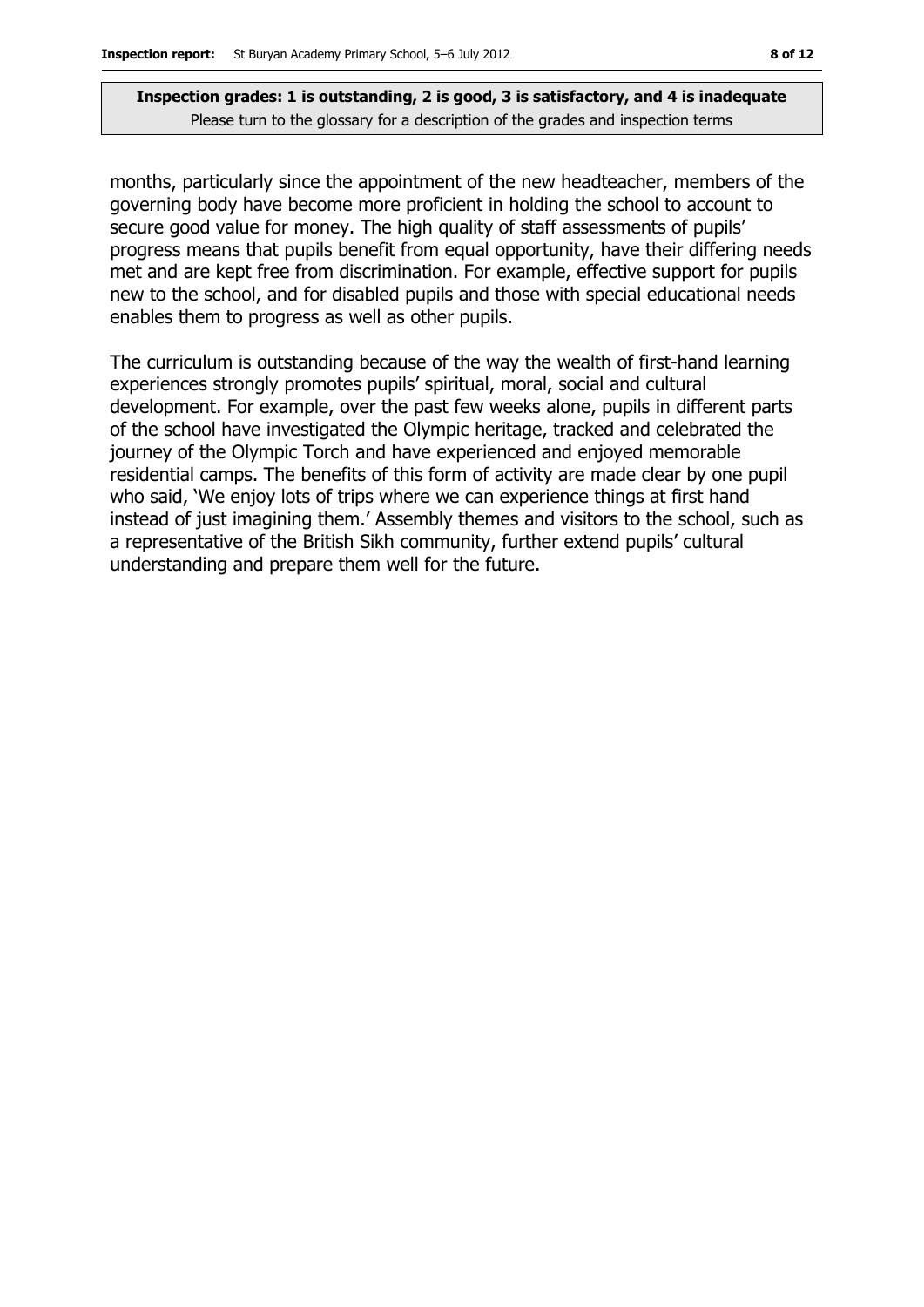months, particularly since the appointment of the new headteacher, members of the governing body have become more proficient in holding the school to account to secure good value for money. The high quality of staff assessments of pupils' progress means that pupils benefit from equal opportunity, have their differing needs met and are kept free from discrimination. For example, effective support for pupils new to the school, and for disabled pupils and those with special educational needs enables them to progress as well as other pupils.

The curriculum is outstanding because of the way the wealth of first-hand learning experiences strongly promotes pupils' spiritual, moral, social and cultural development. For example, over the past few weeks alone, pupils in different parts of the school have investigated the Olympic heritage, tracked and celebrated the journey of the Olympic Torch and have experienced and enjoyed memorable residential camps. The benefits of this form of activity are made clear by one pupil who said, 'We enjoy lots of trips where we can experience things at first hand instead of just imagining them.' Assembly themes and visitors to the school, such as a representative of the British Sikh community, further extend pupils' cultural understanding and prepare them well for the future.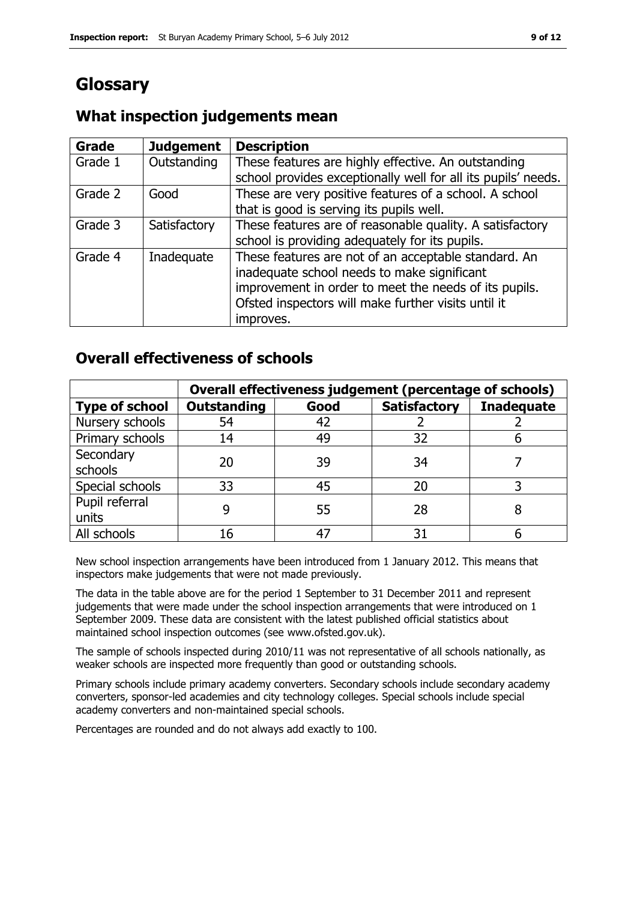# Glossary

## What inspection judgements mean

| Grade | Judgement | Description |
|---|---|---|
| Grade 1 | Outstanding | These features are highly effective. An outstanding school provides exceptionally well for all its pupils' needs. |
| Grade 2 | Good | These are very positive features of a school. A school that is good is serving its pupils well. |
| Grade 3 | Satisfactory | These features are of reasonable quality. A satisfactory school is providing adequately for its pupils. |
| Grade 4 | Inadequate | These features are not of an acceptable standard. An inadequate school needs to make significant improvement in order to meet the needs of its pupils. Ofsted inspectors will make further visits until it improves. |

## Overall effectiveness of schools

| | Overall effectiveness judgement (percentage of schools) | | | |
|---|---|---|---|---|
| **Type of school** | **Outstanding** | **Good** | **Satisfactory** | **Inadequate** |
| Nursery schools | 54 | 42 | 2 | 2 |
| Primary schools | 14 | 49 | 32 | 6 |
| Secondary schools | 20 | 39 | 34 | 7 |
| Special schools | 33 | 45 | 20 | 3 |
| Pupil referral units | 9 | 55 | 28 | 8 |
| All schools | 16 | 47 | 31 | 6 |

New school inspection arrangements have been introduced from 1 January 2012. This means that inspectors make judgements that were not made previously.

The data in the table above are for the period 1 September to 31 December 2011 and represent judgements that were made under the school inspection arrangements that were introduced on 1 September 2009. These data are consistent with the latest published official statistics about maintained school inspection outcomes (see www.ofsted.gov.uk).

The sample of schools inspected during 2010/11 was not representative of all schools nationally, as weaker schools are inspected more frequently than good or outstanding schools.

Primary schools include primary academy converters. Secondary schools include secondary academy converters, sponsor-led academies and city technology colleges. Special schools include special academy converters and non-maintained special schools.

Percentages are rounded and do not always add exactly to 100.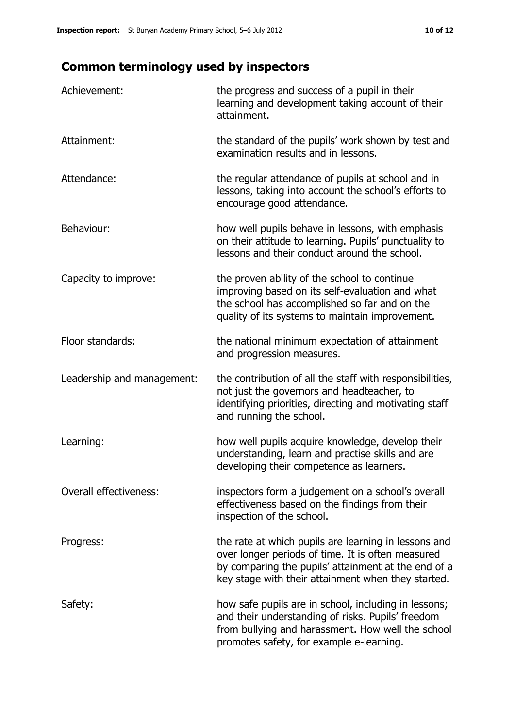## Common terminology used by inspectors

| | |
|---|---|
| Achievement: | the progress and success of a pupil in their learning and development taking account of their attainment. |
| Attainment: | the standard of the pupils' work shown by test and examination results and in lessons. |
| Attendance: | the regular attendance of pupils at school and in lessons, taking into account the school's efforts to encourage good attendance. |
| Behaviour: | how well pupils behave in lessons, with emphasis on their attitude to learning. Pupils' punctuality to lessons and their conduct around the school. |
| Capacity to improve: | the proven ability of the school to continue improving based on its self-evaluation and what the school has accomplished so far and on the quality of its systems to maintain improvement. |
| Floor standards: | the national minimum expectation of attainment and progression measures. |
| Leadership and management: | the contribution of all the staff with responsibilities, not just the governors and headteacher, to identifying priorities, directing and motivating staff and running the school. |
| Learning: | how well pupils acquire knowledge, develop their understanding, learn and practise skills and are developing their competence as learners. |
| Overall effectiveness: | inspectors form a judgement on a school's overall effectiveness based on the findings from their inspection of the school. |
| Progress: | the rate at which pupils are learning in lessons and over longer periods of time. It is often measured by comparing the pupils' attainment at the end of a key stage with their attainment when they started. |
| Safety: | how safe pupils are in school, including in lessons; and their understanding of risks. Pupils' freedom from bullying and harassment. How well the school promotes safety, for example e-learning. |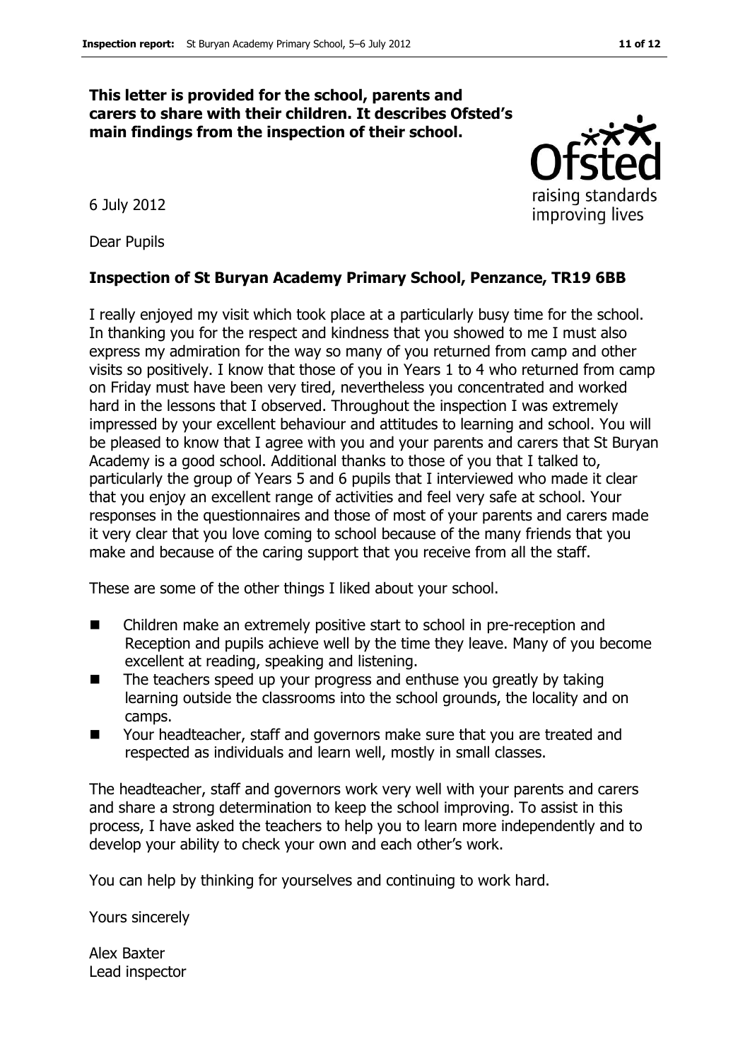**This letter is provided for the school, parents and carers to share with their children. It describes Ofsted's main findings from the inspection of their school.**

6 July 2012

Dear Pupils

**Inspection of St Buryan Academy Primary School, Penzance, TR19 6BB**

I really enjoyed my visit which took place at a particularly busy time for the school. In thanking you for the respect and kindness that you showed to me I must also express my admiration for the way so many of you returned from camp and other visits so positively. I know that those of you in Years 1 to 4 who returned from camp on Friday must have been very tired, nevertheless you concentrated and worked hard in the lessons that I observed. Throughout the inspection I was extremely impressed by your excellent behaviour and attitudes to learning and school. You will be pleased to know that I agree with you and your parents and carers that St Buryan Academy is a good school. Additional thanks to those of you that I talked to, particularly the group of Years 5 and 6 pupils that I interviewed who made it clear that you enjoy an excellent range of activities and feel very safe at school. Your responses in the questionnaires and those of most of your parents and carers made it very clear that you love coming to school because of the many friends that you make and because of the caring support that you receive from all the staff.

These are some of the other things I liked about your school.

- Children make an extremely positive start to school in pre-reception and Reception and pupils achieve well by the time they leave. Many of you become excellent at reading, speaking and listening.
- The teachers speed up your progress and enthuse you greatly by taking learning outside the classrooms into the school grounds, the locality and on camps.
- Your headteacher, staff and governors make sure that you are treated and respected as individuals and learn well, mostly in small classes.

The headteacher, staff and governors work very well with your parents and carers and share a strong determination to keep the school improving. To assist in this process, I have asked the teachers to help you to learn more independently and to develop your ability to check your own and each other's work.

You can help by thinking for yourselves and continuing to work hard.

Yours sincerely

Alex Baxter
Lead inspector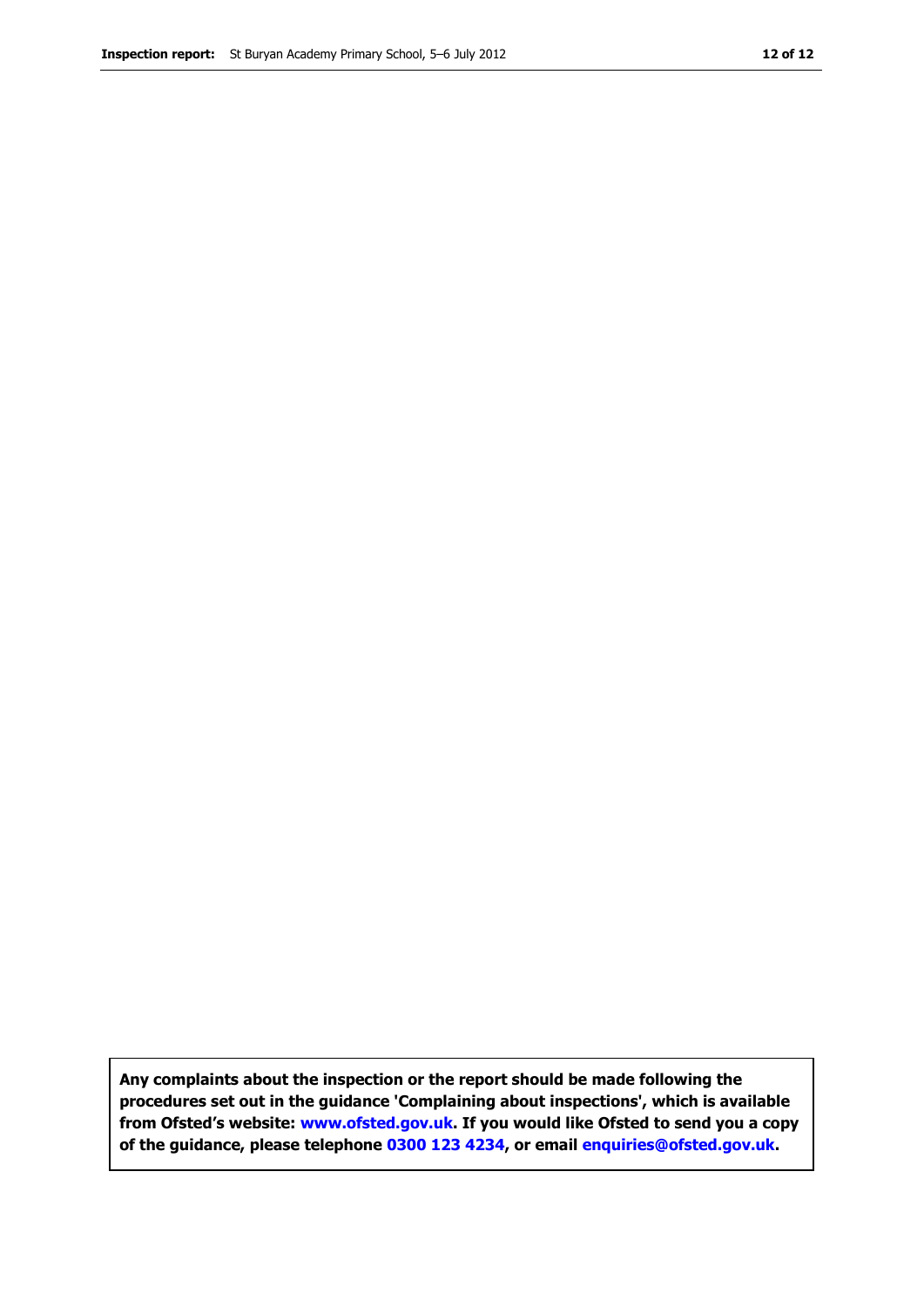**Any complaints about the inspection or the report should be made following the procedures set out in the guidance 'Complaining about inspections', which is available from Ofsted's website: www.ofsted.gov.uk. If you would like Ofsted to send you a copy of the guidance, please telephone 0300 123 4234, or email enquiries@ofsted.gov.uk.**